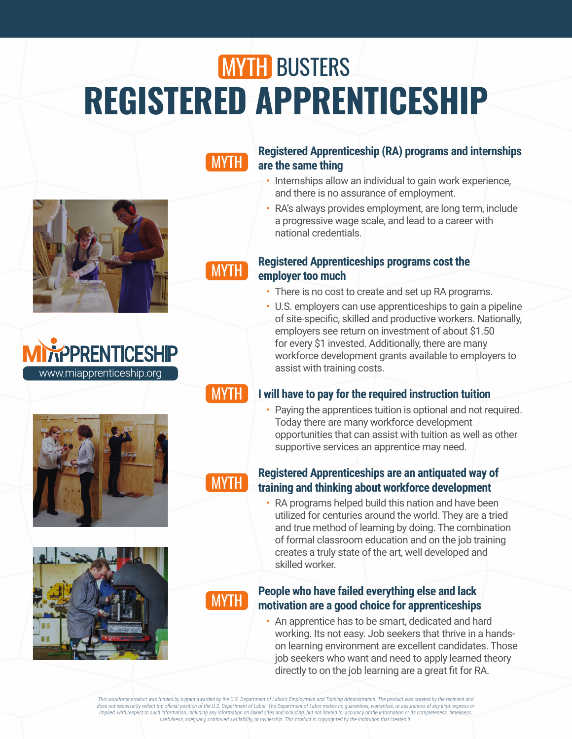# MYTH BUSTERS

# REGISTERED APPRENTICESHIP

MIAPPRENTICESHIP
www.miapprenticeship.org

## MYTH: Registered Apprenticeship (RA) programs and internships are the same thing

- Internships allow an individual to gain work experience, and there is no assurance of employment.
- RA's always provides employment, are long term, include a progressive wage scale, and lead to a career with national credentials.

## MYTH: Registered Apprenticeships programs cost the employer too much

- There is no cost to create and set up RA programs.
- U.S. employers can use apprenticeships to gain a pipeline of site-specific, skilled and productive workers. Nationally, employers see return on investment of about $1.50 for every $1 invested. Additionally, there are many workforce development grants available to employers to assist with training costs.

## MYTH: I will have to pay for the required instruction tuition

- Paying the apprentices tuition is optional and not required. Today there are many workforce development opportunities that can assist with tuition as well as other supportive services an apprentice may need.

## MYTH: Registered Apprenticeships are an antiquated way of training and thinking about workforce development

- RA programs helped build this nation and have been utilized for centuries around the world. They are a tried and true method of learning by doing. The combination of formal classroom education and on the job training creates a truly state of the art, well developed and skilled worker.

## MYTH: People who have failed everything else and lack motivation are a good choice for apprenticeships

- An apprentice has to be smart, dedicated and hard working. Its not easy. Job seekers that thrive in a hands-on learning environment are excellent candidates. Those job seekers who want and need to apply learned theory directly to on the job learning are a great fit for RA.

*This workforce product was funded by a grant awarded by the U.S. Department of Labor's Employment and Training Administration. The product was created by the recipient and does not necessarily reflect the official position of the U.S. Department of Labor. The Department of Labor makes no guarantees, warranties, or assurances of any kind, express or implied, with respect to such information, including any information on linked sites and including, but not limited to, accuracy of the information or its completeness, timeliness, usefulness, adequacy, continued availability, or ownership. This product is copyrighted by the institution that created it.*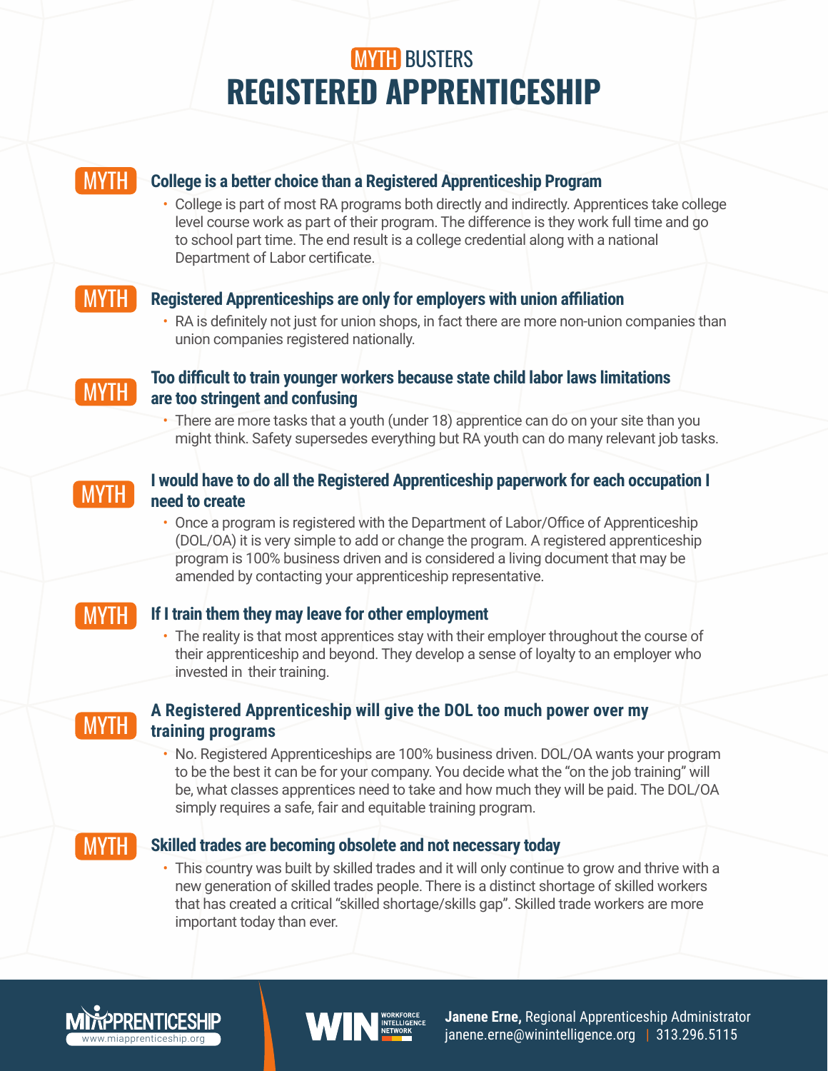# MYTH BUSTERS
# REGISTERED APPRENTICESHIP

**MYTH** **College is a better choice than a Registered Apprenticeship Program**

- College is part of most RA programs both directly and indirectly. Apprentices take college level course work as part of their program. The difference is they work full time and go to school part time. The end result is a college credential along with a national Department of Labor certificate.

**MYTH** **Registered Apprenticeships are only for employers with union affiliation**

- RA is definitely not just for union shops, in fact there are more non-union companies than union companies registered nationally.

**MYTH** **Too difficult to train younger workers because state child labor laws limitations are too stringent and confusing**

- There are more tasks that a youth (under 18) apprentice can do on your site than you might think. Safety supersedes everything but RA youth can do many relevant job tasks.

**MYTH** **I would have to do all the Registered Apprenticeship paperwork for each occupation I need to create**

- Once a program is registered with the Department of Labor/Office of Apprenticeship (DOL/OA) it is very simple to add or change the program. A registered apprenticeship program is 100% business driven and is considered a living document that may be amended by contacting your apprenticeship representative.

**MYTH** **If I train them they may leave for other employment**

- The reality is that most apprentices stay with their employer throughout the course of their apprenticeship and beyond. They develop a sense of loyalty to an employer who invested in their training.

**MYTH** **A Registered Apprenticeship will give the DOL too much power over my training programs**

- No. Registered Apprenticeships are 100% business driven. DOL/OA wants your program to be the best it can be for your company. You decide what the "on the job training" will be, what classes apprentices need to take and how much they will be paid. The DOL/OA simply requires a safe, fair and equitable training program.

**MYTH** **Skilled trades are becoming obsolete and not necessary today**

- This country was built by skilled trades and it will only continue to grow and thrive with a new generation of skilled trades people. There is a distinct shortage of skilled workers that has created a critical "skilled shortage/skills gap". Skilled trade workers are more important today than ever.

MiAPPRENTICESHIP www.miapprenticeship.org

WIN WORKFORCE INTELLIGENCE NETWORK

**Janene Erne,** Regional Apprenticeship Administrator
janene.erne@winintelligence.org | 313.296.5115